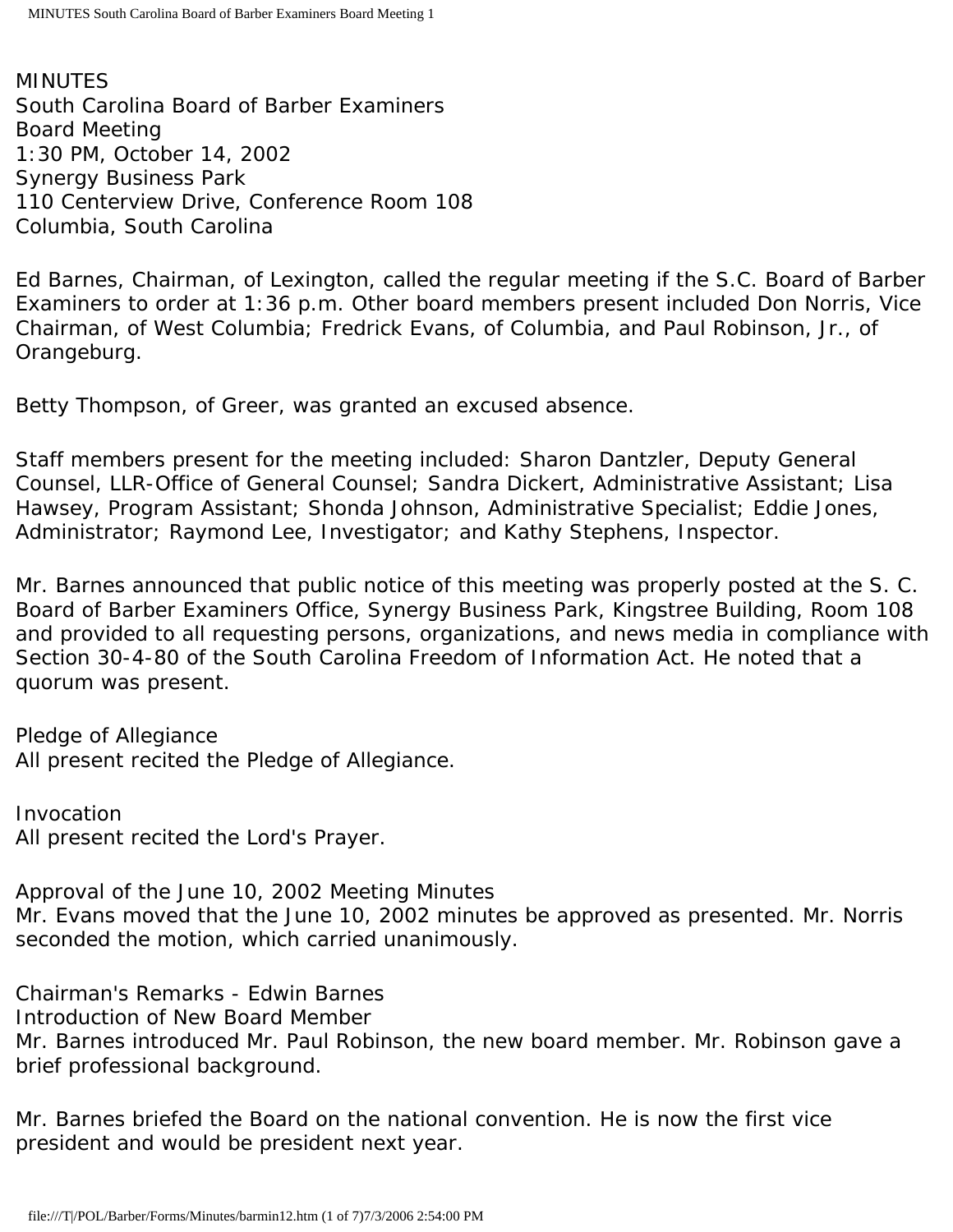MINUTES
South Carolina Board of Barber Examiners
Board Meeting
1:30 PM, October 14, 2002
Synergy Business Park
110 Centerview Drive, Conference Room 108
Columbia, South Carolina

Ed Barnes, Chairman, of Lexington, called the regular meeting if the S.C. Board of Barber Examiners to order at 1:36 p.m. Other board members present included Don Norris, Vice Chairman, of West Columbia; Fredrick Evans, of Columbia, and Paul Robinson, Jr., of Orangeburg.

Betty Thompson, of Greer, was granted an excused absence.

Staff members present for the meeting included: Sharon Dantzler, Deputy General Counsel, LLR-Office of General Counsel; Sandra Dickert, Administrative Assistant; Lisa Hawsey, Program Assistant; Shonda Johnson, Administrative Specialist; Eddie Jones, Administrator; Raymond Lee, Investigator; and Kathy Stephens, Inspector.

Mr. Barnes announced that public notice of this meeting was properly posted at the S. C. Board of Barber Examiners Office, Synergy Business Park, Kingstree Building, Room 108 and provided to all requesting persons, organizations, and news media in compliance with Section 30-4-80 of the South Carolina Freedom of Information Act. He noted that a quorum was present.

Pledge of Allegiance
All present recited the Pledge of Allegiance.

Invocation
All present recited the Lord's Prayer.

Approval of the June 10, 2002 Meeting Minutes
Mr. Evans moved that the June 10, 2002 minutes be approved as presented. Mr. Norris seconded the motion, which carried unanimously.

Chairman's Remarks - Edwin Barnes
Introduction of New Board Member
Mr. Barnes introduced Mr. Paul Robinson, the new board member. Mr. Robinson gave a brief professional background.

Mr. Barnes briefed the Board on the national convention. He is now the first vice president and would be president next year.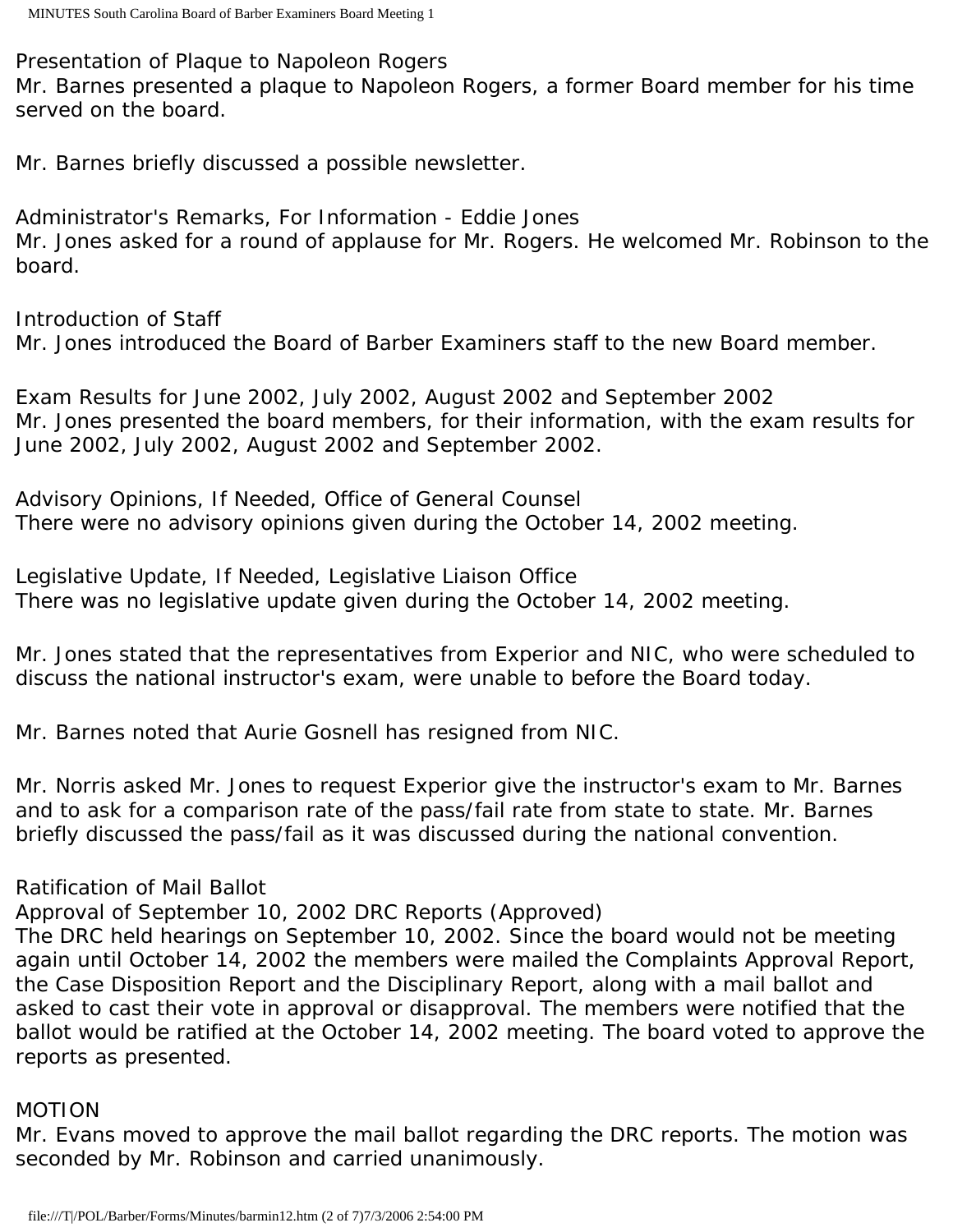Presentation of Plaque to Napoleon Rogers
Mr. Barnes presented a plaque to Napoleon Rogers, a former Board member for his time served on the board.

Mr. Barnes briefly discussed a possible newsletter.

Administrator's Remarks, For Information - Eddie Jones
Mr. Jones asked for a round of applause for Mr. Rogers. He welcomed Mr. Robinson to the board.

Introduction of Staff
Mr. Jones introduced the Board of Barber Examiners staff to the new Board member.

Exam Results for June 2002, July 2002, August 2002 and September 2002
Mr. Jones presented the board members, for their information, with the exam results for June 2002, July 2002, August 2002 and September 2002.

Advisory Opinions, If Needed, Office of General Counsel
There were no advisory opinions given during the October 14, 2002 meeting.

Legislative Update, If Needed, Legislative Liaison Office
There was no legislative update given during the October 14, 2002 meeting.

Mr. Jones stated that the representatives from Experior and NIC, who were scheduled to discuss the national instructor's exam, were unable to before the Board today.

Mr. Barnes noted that Aurie Gosnell has resigned from NIC.

Mr. Norris asked Mr. Jones to request Experior give the instructor's exam to Mr. Barnes and to ask for a comparison rate of the pass/fail rate from state to state. Mr. Barnes briefly discussed the pass/fail as it was discussed during the national convention.

Ratification of Mail Ballot
Approval of September 10, 2002 DRC Reports (Approved)
The DRC held hearings on September 10, 2002. Since the board would not be meeting again until October 14, 2002 the members were mailed the Complaints Approval Report, the Case Disposition Report and the Disciplinary Report, along with a mail ballot and asked to cast their vote in approval or disapproval. The members were notified that the ballot would be ratified at the October 14, 2002 meeting. The board voted to approve the reports as presented.

MOTION
Mr. Evans moved to approve the mail ballot regarding the DRC reports. The motion was seconded by Mr. Robinson and carried unanimously.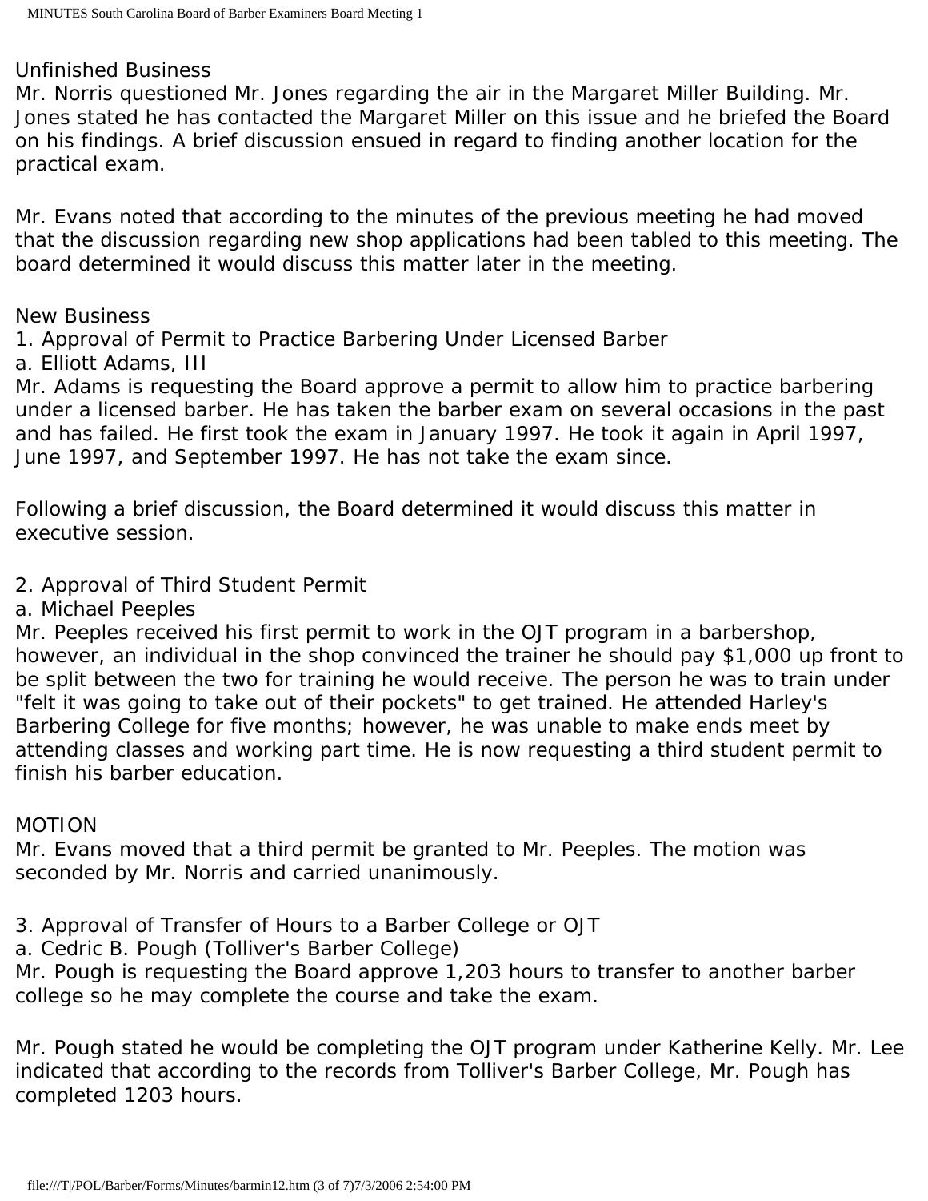## Unfinished Business

Mr. Norris questioned Mr. Jones regarding the air in the Margaret Miller Building. Mr. Jones stated he has contacted the Margaret Miller on this issue and he briefed the Board on his findings. A brief discussion ensued in regard to finding another location for the practical exam.

Mr. Evans noted that according to the minutes of the previous meeting he had moved that the discussion regarding new shop applications had been tabled to this meeting. The board determined it would discuss this matter later in the meeting.

## New Business

1. Approval of Permit to Practice Barbering Under Licensed Barber

a. Elliott Adams, III

Mr. Adams is requesting the Board approve a permit to allow him to practice barbering under a licensed barber. He has taken the barber exam on several occasions in the past and has failed. He first took the exam in January 1997. He took it again in April 1997, June 1997, and September 1997. He has not take the exam since.

Following a brief discussion, the Board determined it would discuss this matter in executive session.

2. Approval of Third Student Permit

a. Michael Peeples

Mr. Peeples received his first permit to work in the OJT program in a barbershop, however, an individual in the shop convinced the trainer he should pay $1,000 up front to be split between the two for training he would receive. The person he was to train under "felt it was going to take out of their pockets" to get trained. He attended Harley's Barbering College for five months; however, he was unable to make ends meet by attending classes and working part time. He is now requesting a third student permit to finish his barber education.

MOTION

Mr. Evans moved that a third permit be granted to Mr. Peeples. The motion was seconded by Mr. Norris and carried unanimously.

3. Approval of Transfer of Hours to a Barber College or OJT

a. Cedric B. Pough (Tolliver's Barber College)

Mr. Pough is requesting the Board approve 1,203 hours to transfer to another barber college so he may complete the course and take the exam.

Mr. Pough stated he would be completing the OJT program under Katherine Kelly. Mr. Lee indicated that according to the records from Tolliver's Barber College, Mr. Pough has completed 1203 hours.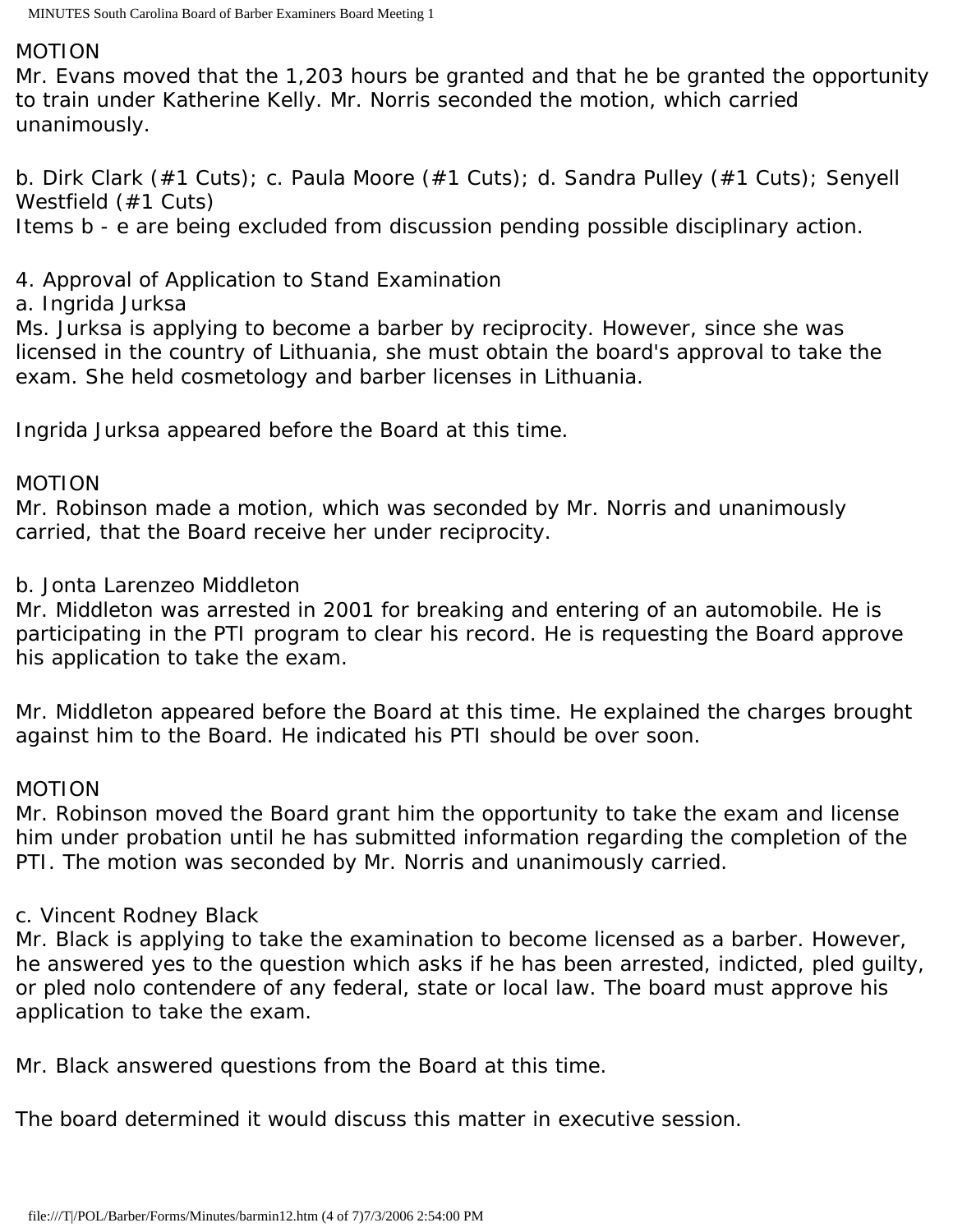MOTION

Mr. Evans moved that the 1,203 hours be granted and that he be granted the opportunity to train under Katherine Kelly. Mr. Norris seconded the motion, which carried unanimously.

b. Dirk Clark (#1 Cuts); c. Paula Moore (#1 Cuts); d. Sandra Pulley (#1 Cuts); Senyell Westfield (#1 Cuts)

Items b - e are being excluded from discussion pending possible disciplinary action.

4. Approval of Application to Stand Examination

a. Ingrida Jurksa

Ms. Jurksa is applying to become a barber by reciprocity. However, since she was licensed in the country of Lithuania, she must obtain the board's approval to take the exam. She held cosmetology and barber licenses in Lithuania.

Ingrida Jurksa appeared before the Board at this time.

MOTION

Mr. Robinson made a motion, which was seconded by Mr. Norris and unanimously carried, that the Board receive her under reciprocity.

b. Jonta Larenzeo Middleton

Mr. Middleton was arrested in 2001 for breaking and entering of an automobile. He is participating in the PTI program to clear his record. He is requesting the Board approve his application to take the exam.

Mr. Middleton appeared before the Board at this time. He explained the charges brought against him to the Board. He indicated his PTI should be over soon.

MOTION

Mr. Robinson moved the Board grant him the opportunity to take the exam and license him under probation until he has submitted information regarding the completion of the PTI. The motion was seconded by Mr. Norris and unanimously carried.

c. Vincent Rodney Black

Mr. Black is applying to take the examination to become licensed as a barber. However, he answered yes to the question which asks if he has been arrested, indicted, pled guilty, or pled nolo contendere of any federal, state or local law. The board must approve his application to take the exam.

Mr. Black answered questions from the Board at this time.

The board determined it would discuss this matter in executive session.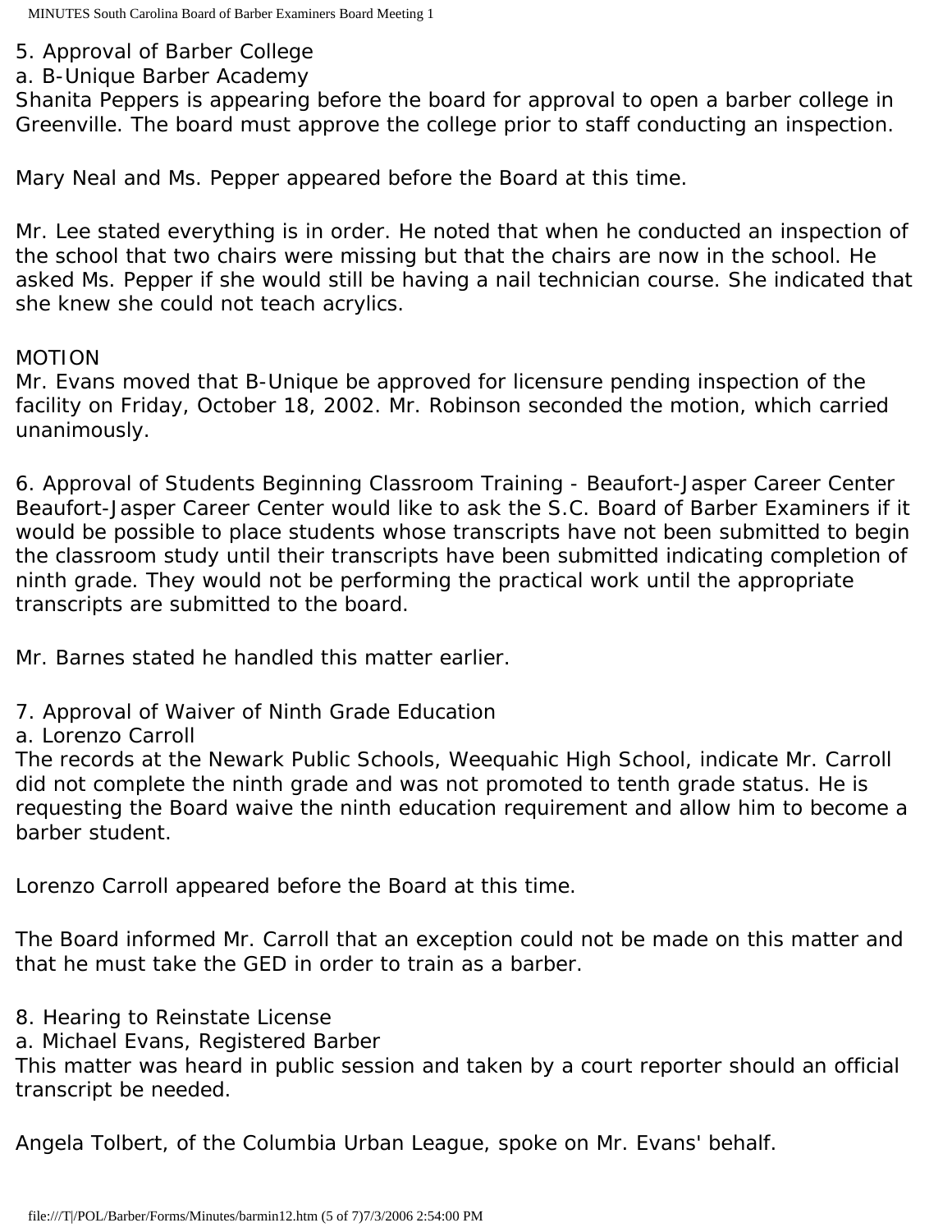5. Approval of Barber College

a. B-Unique Barber Academy

Shanita Peppers is appearing before the board for approval to open a barber college in Greenville. The board must approve the college prior to staff conducting an inspection.

Mary Neal and Ms. Pepper appeared before the Board at this time.

Mr. Lee stated everything is in order. He noted that when he conducted an inspection of the school that two chairs were missing but that the chairs are now in the school. He asked Ms. Pepper if she would still be having a nail technician course. She indicated that she knew she could not teach acrylics.

MOTION

Mr. Evans moved that B-Unique be approved for licensure pending inspection of the facility on Friday, October 18, 2002. Mr. Robinson seconded the motion, which carried unanimously.

6. Approval of Students Beginning Classroom Training - Beaufort-Jasper Career Center

Beaufort-Jasper Career Center would like to ask the S.C. Board of Barber Examiners if it would be possible to place students whose transcripts have not been submitted to begin the classroom study until their transcripts have been submitted indicating completion of ninth grade. They would not be performing the practical work until the appropriate transcripts are submitted to the board.

Mr. Barnes stated he handled this matter earlier.

7. Approval of Waiver of Ninth Grade Education

a. Lorenzo Carroll

The records at the Newark Public Schools, Weequahic High School, indicate Mr. Carroll did not complete the ninth grade and was not promoted to tenth grade status. He is requesting the Board waive the ninth education requirement and allow him to become a barber student.

Lorenzo Carroll appeared before the Board at this time.

The Board informed Mr. Carroll that an exception could not be made on this matter and that he must take the GED in order to train as a barber.

8. Hearing to Reinstate License

a. Michael Evans, Registered Barber

This matter was heard in public session and taken by a court reporter should an official transcript be needed.

Angela Tolbert, of the Columbia Urban League, spoke on Mr. Evans' behalf.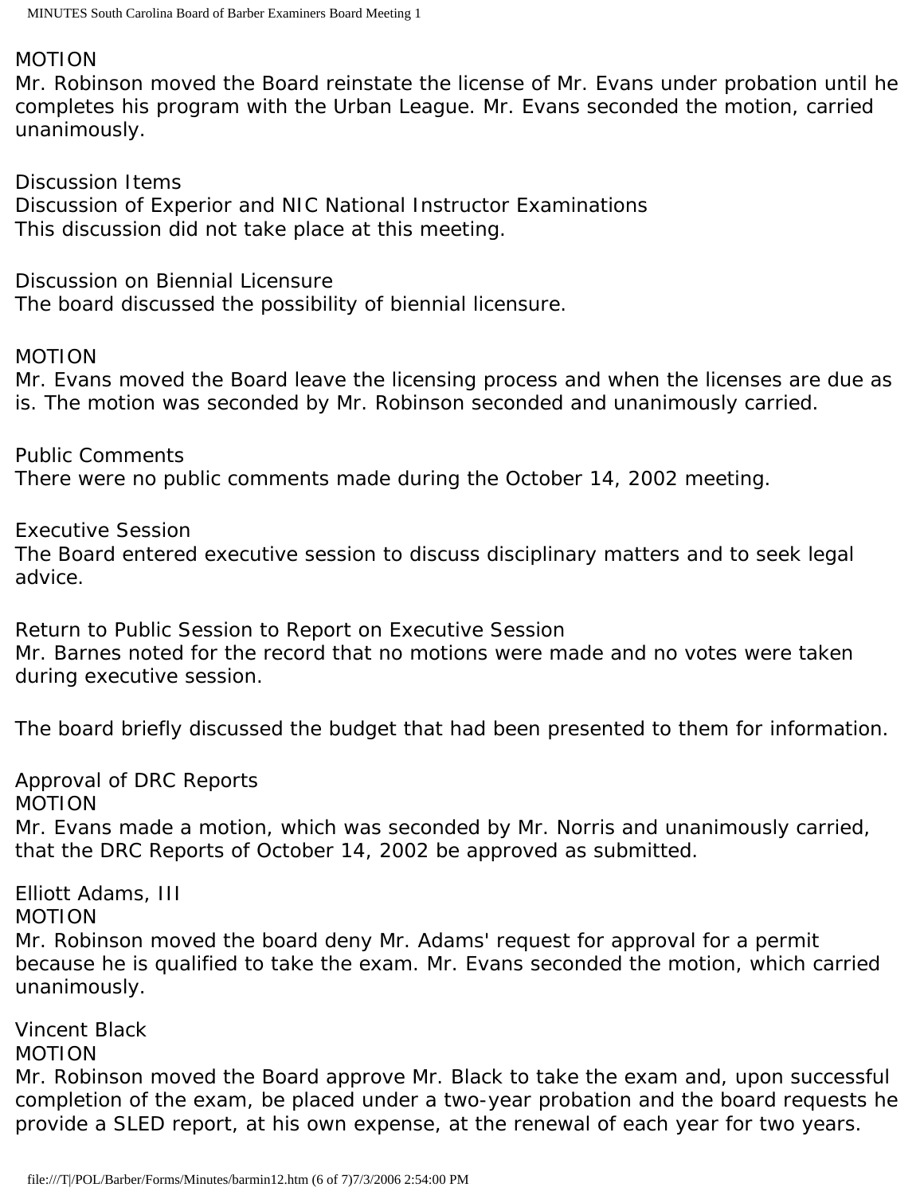MOTION
Mr. Robinson moved the Board reinstate the license of Mr. Evans under probation until he completes his program with the Urban League. Mr. Evans seconded the motion, carried unanimously.

Discussion Items
Discussion of Experior and NIC National Instructor Examinations
This discussion did not take place at this meeting.

Discussion on Biennial Licensure
The board discussed the possibility of biennial licensure.

MOTION
Mr. Evans moved the Board leave the licensing process and when the licenses are due as is. The motion was seconded by Mr. Robinson seconded and unanimously carried.

Public Comments
There were no public comments made during the October 14, 2002 meeting.

Executive Session
The Board entered executive session to discuss disciplinary matters and to seek legal advice.

Return to Public Session to Report on Executive Session
Mr. Barnes noted for the record that no motions were made and no votes were taken during executive session.

The board briefly discussed the budget that had been presented to them for information.

Approval of DRC Reports
MOTION
Mr. Evans made a motion, which was seconded by Mr. Norris and unanimously carried, that the DRC Reports of October 14, 2002 be approved as submitted.

Elliott Adams, III
MOTION
Mr. Robinson moved the board deny Mr. Adams' request for approval for a permit because he is qualified to take the exam. Mr. Evans seconded the motion, which carried unanimously.

Vincent Black
MOTION
Mr. Robinson moved the Board approve Mr. Black to take the exam and, upon successful completion of the exam, be placed under a two-year probation and the board requests he provide a SLED report, at his own expense, at the renewal of each year for two years.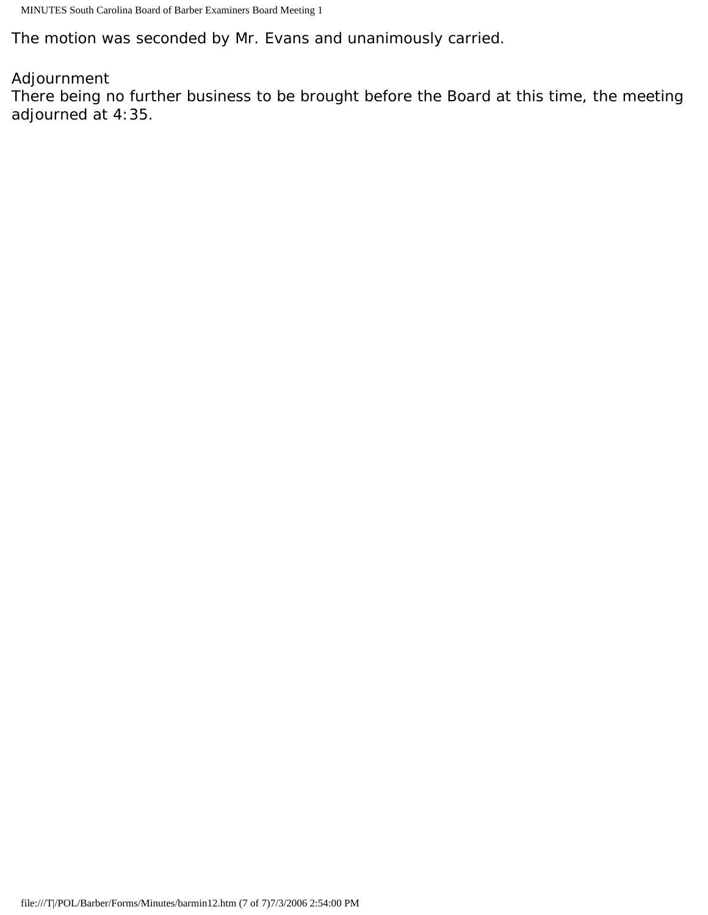The motion was seconded by Mr. Evans and unanimously carried.

Adjournment

There being no further business to be brought before the Board at this time, the meeting adjourned at 4:35.